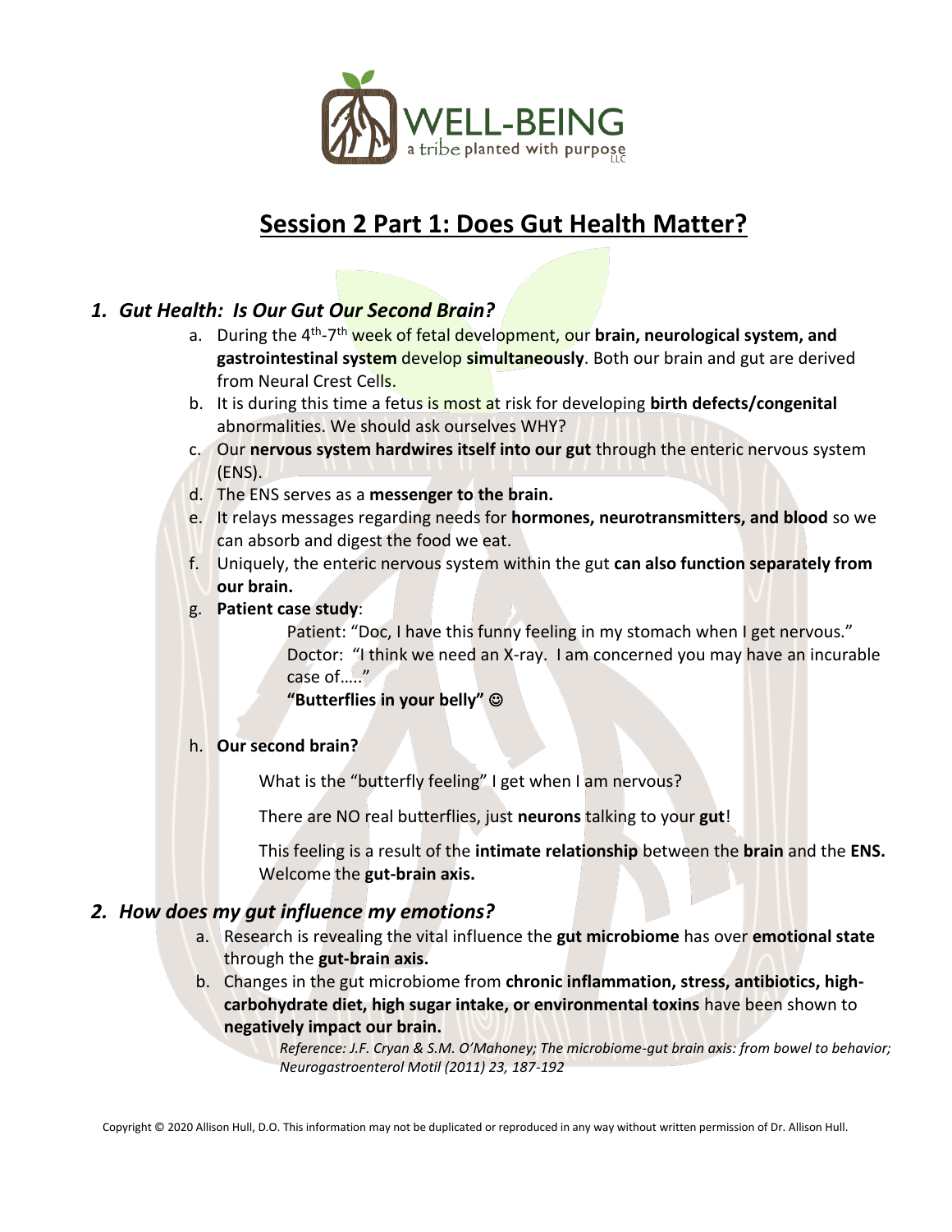WELL-BEING
a tribe planted with purpose LLC

# Session 2 Part 1: Does Gut Health Matter?

## *1. Gut Health: Is Our Gut Our Second Brain?*

a. During the 4th-7th week of fetal development, our **brain, neurological system, and gastrointestinal system** develop **simultaneously**. Both our brain and gut are derived from Neural Crest Cells.

b. It is during this time a fetus is most at risk for developing **birth defects/congenital** abnormalities. We should ask ourselves WHY?

c. Our **nervous system hardwires itself into our gut** through the enteric nervous system (ENS).

d. The ENS serves as a **messenger to the brain.**

e. It relays messages regarding needs for **hormones, neurotransmitters, and blood** so we can absorb and digest the food we eat.

f. Uniquely, the enteric nervous system within the gut **can also function separately from our brain.**

g. **Patient case study**:

Patient: "Doc, I have this funny feeling in my stomach when I get nervous."
Doctor: "I think we need an X-ray. I am concerned you may have an incurable case of….."
**"Butterflies in your belly"** ☺

h. **Our second brain?**

What is the "butterfly feeling" I get when I am nervous?

There are NO real butterflies, just **neurons** talking to your **gut**!

This feeling is a result of the **intimate relationship** between the **brain** and the **ENS.** Welcome the **gut-brain axis.**

## *2. How does my gut influence my emotions?*

a. Research is revealing the vital influence the **gut microbiome** has over **emotional state** through the **gut-brain axis.**

b. Changes in the gut microbiome from **chronic inflammation, stress, antibiotics, high-carbohydrate diet, high sugar intake, or environmental toxins** have been shown to **negatively impact our brain.**

*Reference: J.F. Cryan & S.M. O'Mahoney; The microbiome-gut brain axis: from bowel to behavior; Neurogastroenterol Motil (2011) 23, 187-192*

Copyright © 2020 Allison Hull, D.O. This information may not be duplicated or reproduced in any way without written permission of Dr. Allison Hull.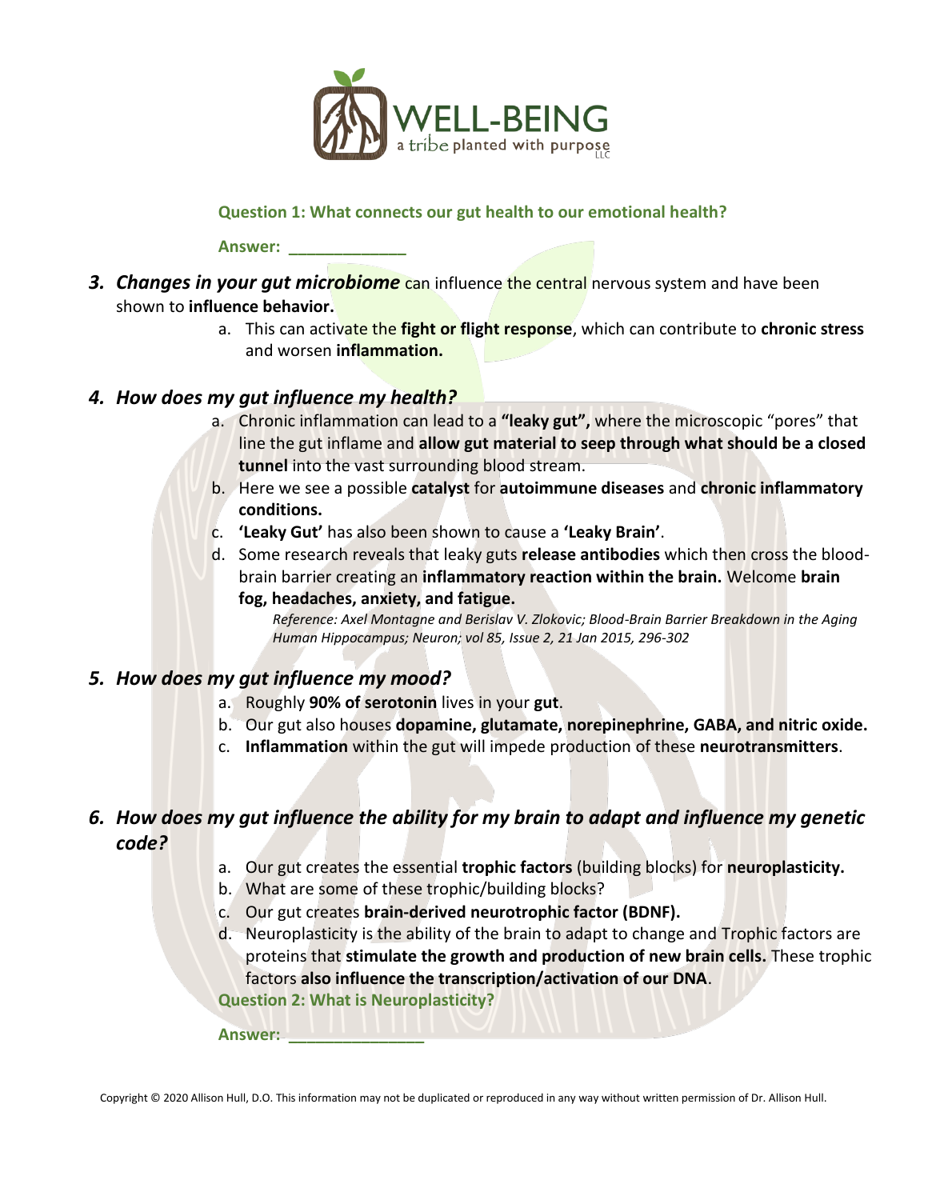**Question 1: What connects our gut health to our emotional health?**

**Answer:** _____________

3. ***Changes in your gut microbiome*** can influence the central nervous system and have been shown to **influence behavior.**
   a. This can activate the **fight or flight response**, which can contribute to **chronic stress** and worsen **inflammation.**

4. ***How does my gut influence my health?***
   a. Chronic inflammation can lead to a **"leaky gut",** where the microscopic "pores" that line the gut inflame and **allow gut material to seep through what should be a closed tunnel** into the vast surrounding blood stream.
   b. Here we see a possible **catalyst** for **autoimmune diseases** and **chronic inflammatory conditions.**
   c. **'Leaky Gut'** has also been shown to cause a **'Leaky Brain'**.
   d. Some research reveals that leaky guts **release antibodies** which then cross the blood-brain barrier creating an **inflammatory reaction within the brain.** Welcome **brain fog, headaches, anxiety, and fatigue.**

      *Reference: Axel Montagne and Berislav V. Zlokovic; Blood-Brain Barrier Breakdown in the Aging Human Hippocampus; Neuron; vol 85, Issue 2, 21 Jan 2015, 296-302*

5. ***How does my gut influence my mood?***
   a. Roughly **90% of serotonin** lives in your **gut**.
   b. Our gut also houses **dopamine, glutamate, norepinephrine, GABA, and nitric oxide.**
   c. **Inflammation** within the gut will impede production of these **neurotransmitters**.

6. ***How does my gut influence the ability for my brain to adapt and influence my genetic code?***
   a. Our gut creates the essential **trophic factors** (building blocks) for **neuroplasticity.**
   b. What are some of these trophic/building blocks?
   c. Our gut creates **brain-derived neurotrophic factor (BDNF).**
   d. Neuroplasticity is the ability of the brain to adapt to change and Trophic factors are proteins that **stimulate the growth and production of new brain cells.** These trophic factors **also influence the transcription/activation of our DNA**.

**Question 2: What is Neuroplasticity?**

**Answer:** _______________

Copyright © 2020 Allison Hull, D.O. This information may not be duplicated or reproduced in any way without written permission of Dr. Allison Hull.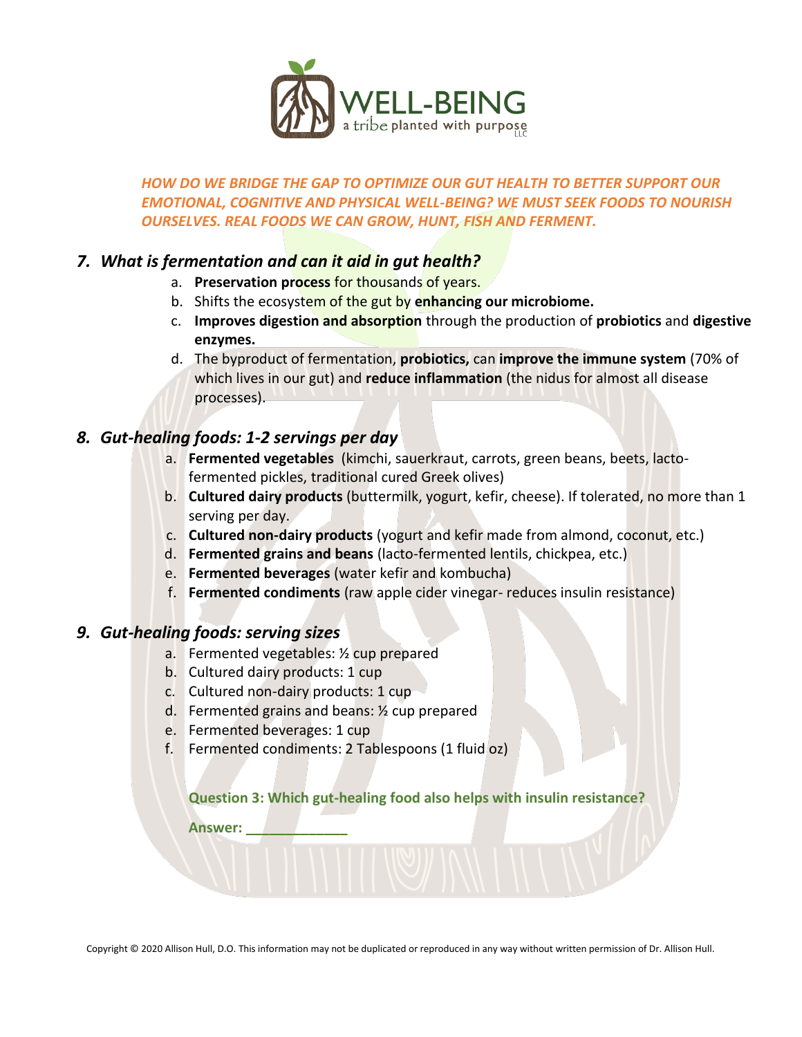***HOW DO WE BRIDGE THE GAP TO OPTIMIZE OUR GUT HEALTH TO BETTER SUPPORT OUR EMOTIONAL, COGNITIVE AND PHYSICAL WELL-BEING? WE MUST SEEK FOODS TO NOURISH OURSELVES. REAL FOODS WE CAN GROW, HUNT, FISH AND FERMENT.***

## *7. What is fermentation and can it aid in gut health?*

a. **Preservation process** for thousands of years.
b. Shifts the ecosystem of the gut by **enhancing our microbiome.**
c. **Improves digestion and absorption** through the production of **probiotics** and **digestive enzymes.**
d. The byproduct of fermentation, **probiotics,** can **improve the immune system** (70% of which lives in our gut) and **reduce inflammation** (the nidus for almost all disease processes).

## *8. Gut-healing foods: 1-2 servings per day*

a. **Fermented vegetables** (kimchi, sauerkraut, carrots, green beans, beets, lacto-fermented pickles, traditional cured Greek olives)
b. **Cultured dairy products** (buttermilk, yogurt, kefir, cheese). If tolerated, no more than 1 serving per day.
c. **Cultured non-dairy products** (yogurt and kefir made from almond, coconut, etc.)
d. **Fermented grains and beans** (lacto-fermented lentils, chickpea, etc.)
e. **Fermented beverages** (water kefir and kombucha)
f. **Fermented condiments** (raw apple cider vinegar- reduces insulin resistance)

## *9. Gut-healing foods: serving sizes*

a. Fermented vegetables: ½ cup prepared
b. Cultured dairy products: 1 cup
c. Cultured non-dairy products: 1 cup
d. Fermented grains and beans: ½ cup prepared
e. Fermented beverages: 1 cup
f. Fermented condiments: 2 Tablespoons (1 fluid oz)

**Question 3: Which gut-healing food also helps with insulin resistance?**

**Answer: ____________**

Copyright © 2020 Allison Hull, D.O. This information may not be duplicated or reproduced in any way without written permission of Dr. Allison Hull.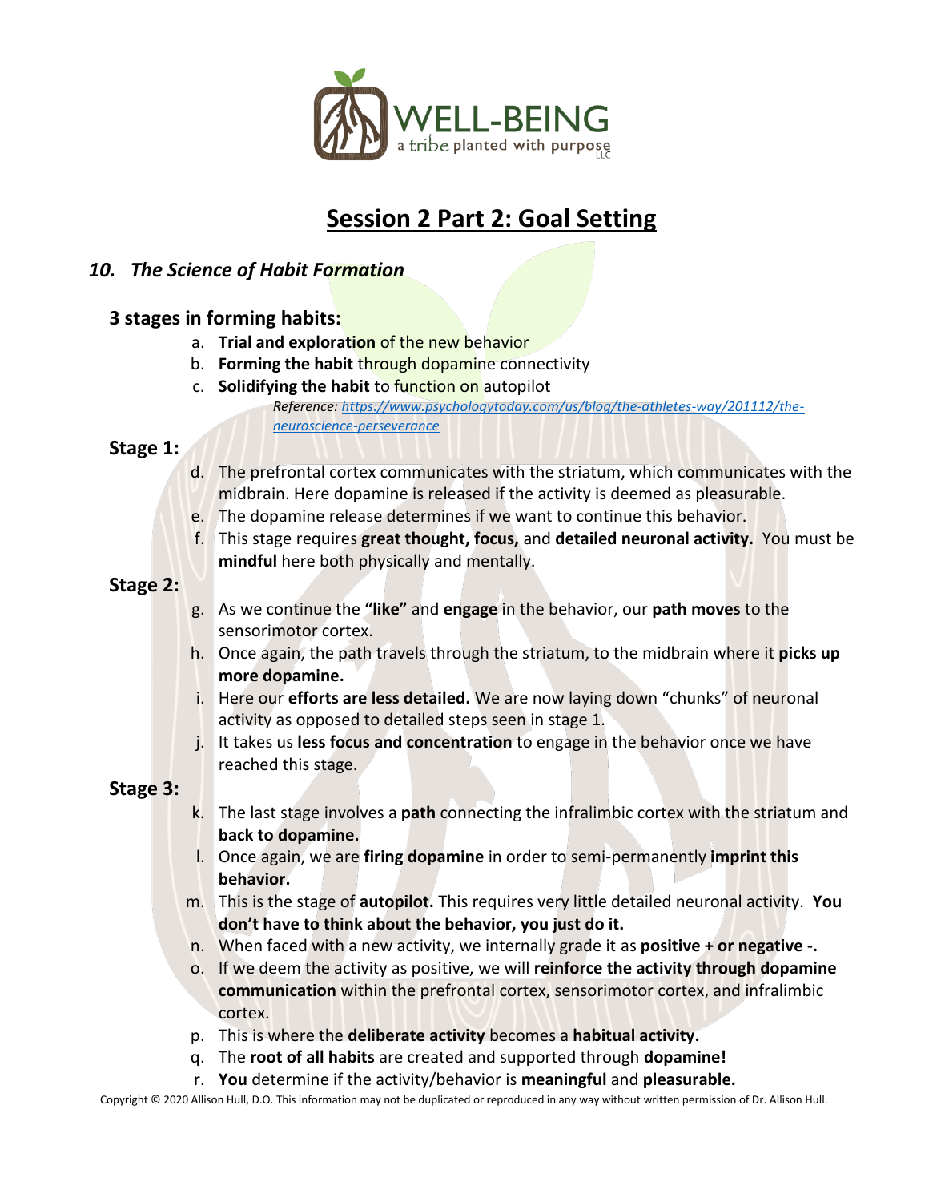WELL-BEING
a tribe planted with purpose LLC

# Session 2 Part 2: Goal Setting

## *10. The Science of Habit Formation*

### 3 stages in forming habits:

a. **Trial and exploration** of the new behavior
b. **Forming the habit** through dopamine connectivity
c. **Solidifying the habit** to function on autopilot

*Reference: [https://www.psychologytoday.com/us/blog/the-athletes-way/201112/the-neuroscience-perseverance](https://www.psychologytoday.com/us/blog/the-athletes-way/201112/the-neuroscience-perseverance)*

### Stage 1:

d. The prefrontal cortex communicates with the striatum, which communicates with the midbrain. Here dopamine is released if the activity is deemed as pleasurable.
e. The dopamine release determines if we want to continue this behavior.
f. This stage requires **great thought, focus,** and **detailed neuronal activity.** You must be **mindful** here both physically and mentally.

### Stage 2:

g. As we continue the **"like"** and **engage** in the behavior, our **path moves** to the sensorimotor cortex.
h. Once again, the path travels through the striatum, to the midbrain where it **picks up more dopamine.**
i. Here our **efforts are less detailed.** We are now laying down "chunks" of neuronal activity as opposed to detailed steps seen in stage 1.
j. It takes us **less focus and concentration** to engage in the behavior once we have reached this stage.

### Stage 3:

k. The last stage involves a **path** connecting the infralimbic cortex with the striatum and **back to dopamine.**
l. Once again, we are **firing dopamine** in order to semi-permanently **imprint this behavior.**
m. This is the stage of **autopilot.** This requires very little detailed neuronal activity. **You don't have to think about the behavior, you just do it.**
n. When faced with a new activity, we internally grade it as **positive + or negative -.**
o. If we deem the activity as positive, we will **reinforce the activity through dopamine communication** within the prefrontal cortex, sensorimotor cortex, and infralimbic cortex.
p. This is where the **deliberate activity** becomes a **habitual activity.**
q. The **root of all habits** are created and supported through **dopamine!**
r. **You** determine if the activity/behavior is **meaningful** and **pleasurable.**

Copyright © 2020 Allison Hull, D.O. This information may not be duplicated or reproduced in any way without written permission of Dr. Allison Hull.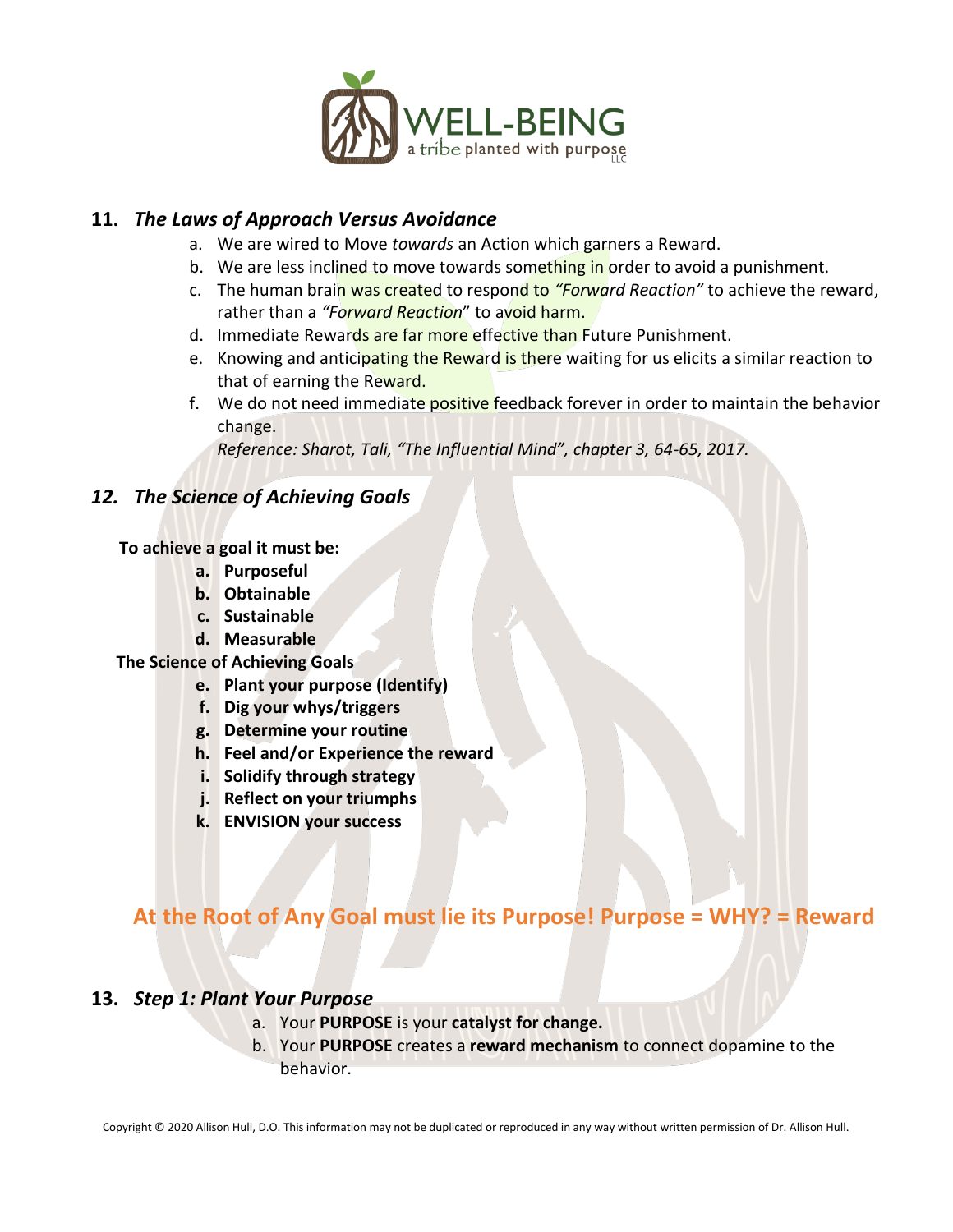## 11. *The Laws of Approach Versus Avoidance*

a. We are wired to Move *towards* an Action which garners a Reward.
b. We are less inclined to move towards something in order to avoid a punishment.
c. The human brain was created to respond to *"Forward Reaction"* to achieve the reward, rather than a *"Forward Reaction"* to avoid harm.
d. Immediate Rewards are far more effective than Future Punishment.
e. Knowing and anticipating the Reward is there waiting for us elicits a similar reaction to that of earning the Reward.
f. We do not need immediate positive feedback forever in order to maintain the behavior change.

*Reference: Sharot, Tali, "The Influential Mind", chapter 3, 64-65, 2017.*

## *12. The Science of Achieving Goals*

**To achieve a goal it must be:**

a. **Purposeful**
b. **Obtainable**
c. **Sustainable**
d. **Measurable**

**The Science of Achieving Goals**

e. **Plant your purpose (Identify)**
f. **Dig your whys/triggers**
g. **Determine your routine**
h. **Feel and/or Experience the reward**
i. **Solidify through strategy**
j. **Reflect on your triumphs**
k. **ENVISION your success**

**At the Root of Any Goal must lie its Purpose! Purpose = WHY? = Reward**

## 13. *Step 1: Plant Your Purpose*

a. Your **PURPOSE** is your **catalyst for change.**
b. Your **PURPOSE** creates a **reward mechanism** to connect dopamine to the behavior.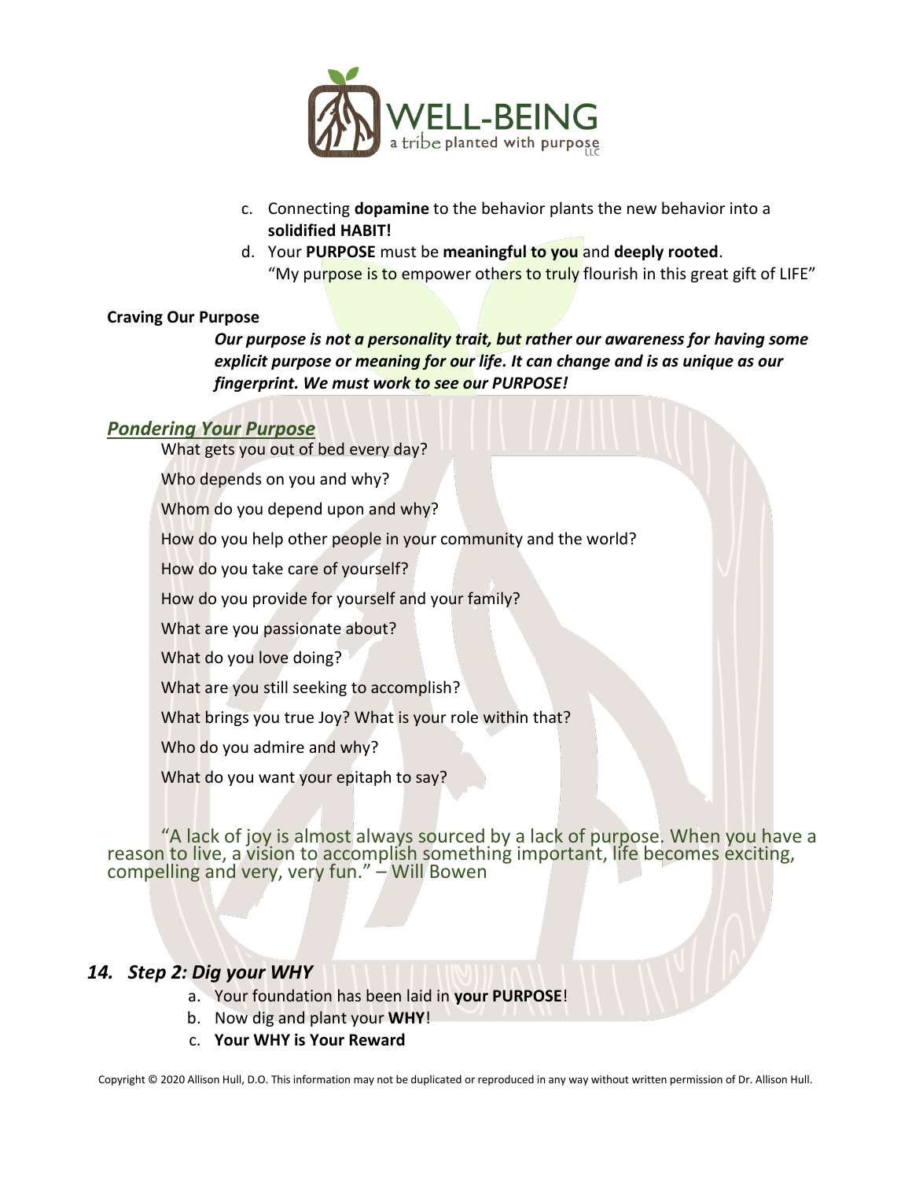c. Connecting **dopamine** to the behavior plants the new behavior into a **solidified HABIT!**

d. Your **PURPOSE** must be **meaningful to you** and **deeply rooted**.
"My purpose is to empower others to truly flourish in this great gift of LIFE"

**Craving Our Purpose**

***Our purpose is not a personality trait, but rather our awareness for having some explicit purpose or meaning for our life. It can change and is as unique as our fingerprint. We must work to see our PURPOSE!***

***Pondering Your Purpose***

What gets you out of bed every day?

Who depends on you and why?

Whom do you depend upon and why?

How do you help other people in your community and the world?

How do you take care of yourself?

How do you provide for yourself and your family?

What are you passionate about?

What do you love doing?

What are you still seeking to accomplish?

What brings you true Joy? What is your role within that?

Who do you admire and why?

What do you want your epitaph to say?

"A lack of joy is almost always sourced by a lack of purpose. When you have a reason to live, a vision to accomplish something important, life becomes exciting, compelling and very, very fun." – Will Bowen

### *14. Step 2: Dig your WHY*

a. Your foundation has been laid in **your PURPOSE**!

b. Now dig and plant your **WHY**!

c. **Your WHY is Your Reward**

Copyright © 2020 Allison Hull, D.O. This information may not be duplicated or reproduced in any way without written permission of Dr. Allison Hull.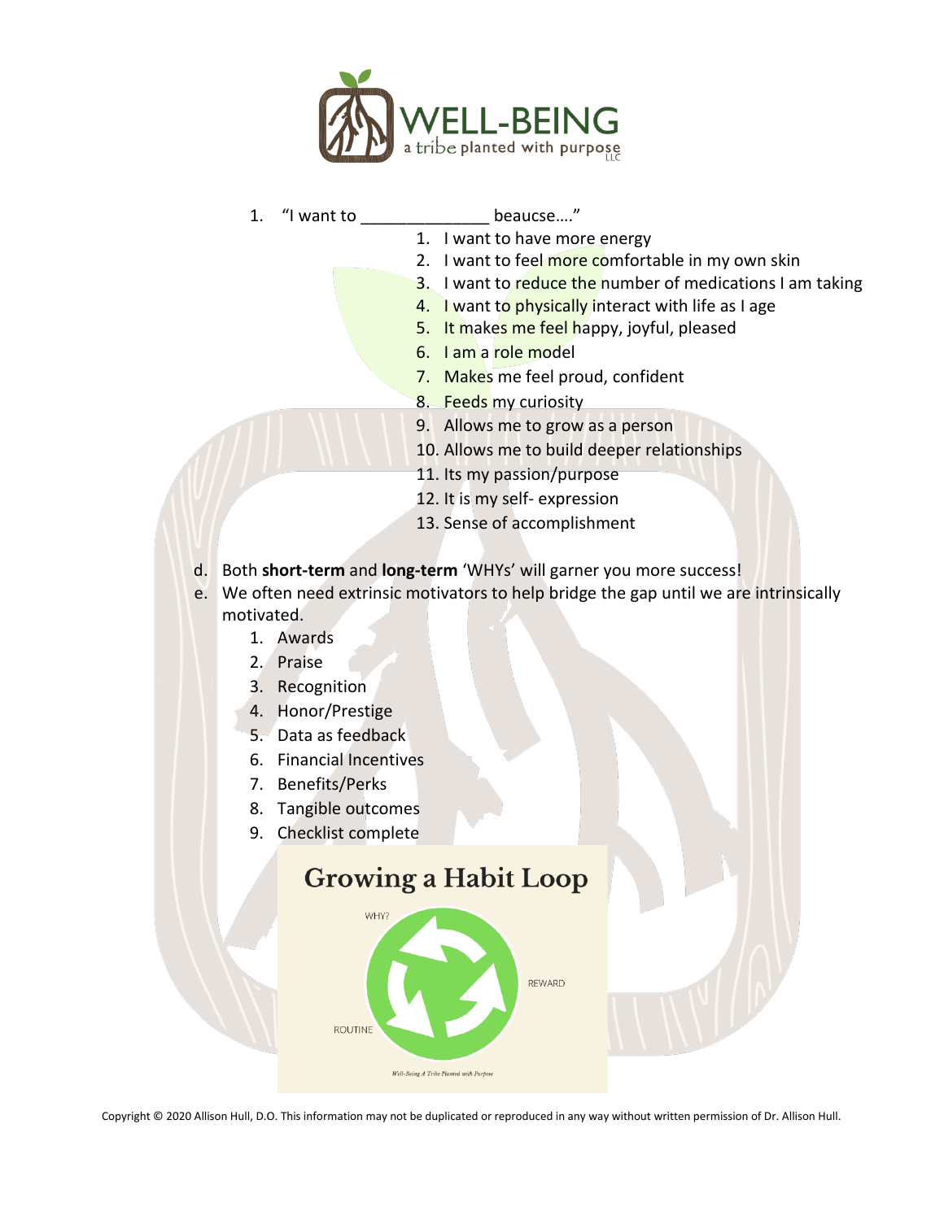1. "I want to _____________ beaucse…."
   1. I want to have more energy
   2. I want to feel more comfortable in my own skin
   3. I want to reduce the number of medications I am taking
   4. I want to physically interact with life as I age
   5. It makes me feel happy, joyful, pleased
   6. I am a role model
   7. Makes me feel proud, confident
   8. Feeds my curiosity
   9. Allows me to grow as a person
   10. Allows me to build deeper relationships
   11. Its my passion/purpose
   12. It is my self- expression
   13. Sense of accomplishment

d. Both **short-term** and **long-term** 'WHYs' will garner you more success!

e. We often need extrinsic motivators to help bridge the gap until we are intrinsically motivated.
   1. Awards
   2. Praise
   3. Recognition
   4. Honor/Prestige
   5. Data as feedback
   6. Financial Incentives
   7. Benefits/Perks
   8. Tangible outcomes
   9. Checklist complete

Growing a Habit Loop

WHY?

REWARD

ROUTINE

Well-Being A Tribe Planted with Purpose

Copyright © 2020 Allison Hull, D.O. This information may not be duplicated or reproduced in any way without written permission of Dr. Allison Hull.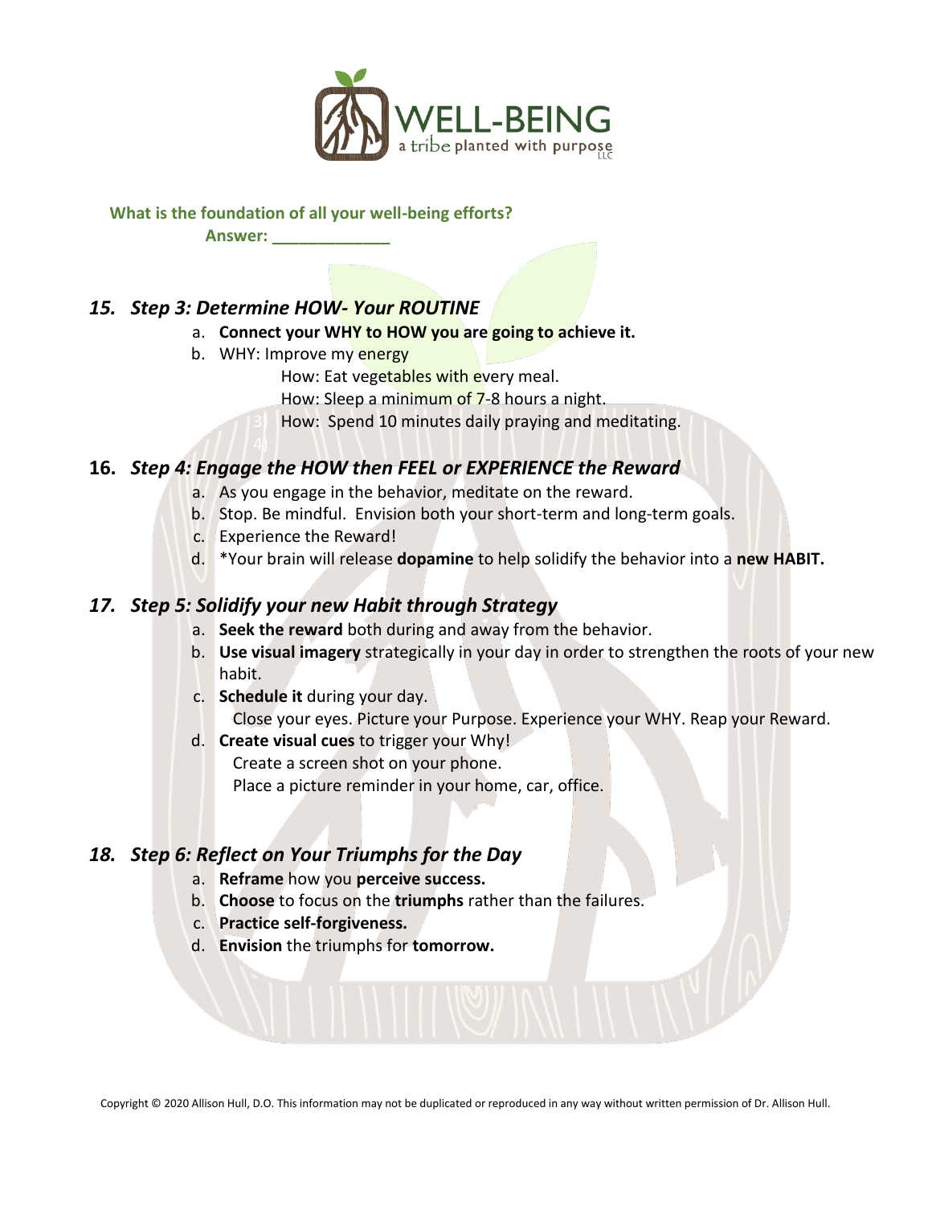**What is the foundation of all your well-being efforts?**

**Answer: _____________**

## *15. Step 3: Determine HOW- Your ROUTINE*

a. **Connect your WHY to HOW you are going to achieve it.**

b. WHY: Improve my energy

How: Eat vegetables with every meal.

How: Sleep a minimum of 7-8 hours a night.

How: Spend 10 minutes daily praying and meditating.

## 16. *Step 4: Engage the HOW then FEEL or EXPERIENCE the Reward*

a. As you engage in the behavior, meditate on the reward.

b. Stop. Be mindful. Envision both your short-term and long-term goals.

c. Experience the Reward!

d. *Your brain will release **dopamine** to help solidify the behavior into a **new HABIT.**

## *17. Step 5: Solidify your new Habit through Strategy*

a. **Seek the reward** both during and away from the behavior.

b. **Use visual imagery** strategically in your day in order to strengthen the roots of your new habit.

c. **Schedule it** during your day.

Close your eyes. Picture your Purpose. Experience your WHY. Reap your Reward.

d. **Create visual cues** to trigger your Why!

Create a screen shot on your phone.

Place a picture reminder in your home, car, office.

## *18. Step 6: Reflect on Your Triumphs for the Day*

a. **Reframe** how you **perceive success.**

b. **Choose** to focus on the **triumphs** rather than the failures.

c. **Practice self-forgiveness.**

d. **Envision** the triumphs for **tomorrow.**

Copyright © 2020 Allison Hull, D.O. This information may not be duplicated or reproduced in any way without written permission of Dr. Allison Hull.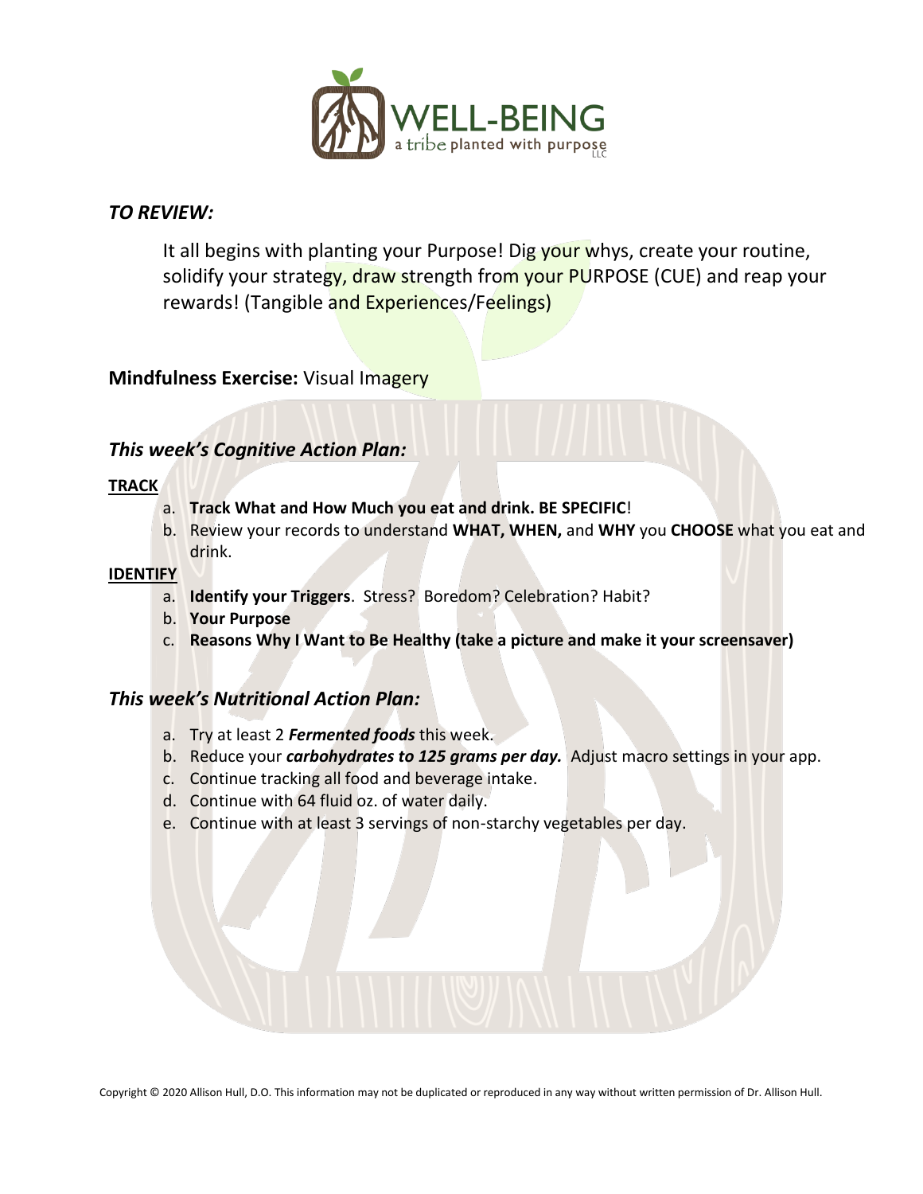WELL-BEING
a tribe planted with purpose LLC

### *TO REVIEW:*

It all begins with planting your Purpose! Dig your whys, create your routine, solidify your strategy, draw strength from your PURPOSE (CUE) and reap your rewards! (Tangible and Experiences/Feelings)

**Mindfulness Exercise:** Visual Imagery

### *This week's Cognitive Action Plan:*

**TRACK**

a. **Track What and How Much you eat and drink. BE SPECIFIC**!
b. Review your records to understand **WHAT, WHEN,** and **WHY** you **CHOOSE** what you eat and drink.

**IDENTIFY**

a. **Identify your Triggers**. Stress? Boredom? Celebration? Habit?
b. **Your Purpose**
c. **Reasons Why I Want to Be Healthy (take a picture and make it your screensaver)**

### *This week's Nutritional Action Plan:*

a. Try at least 2 ***Fermented foods*** this week.
b. Reduce your ***carbohydrates to 125 grams per day.*** Adjust macro settings in your app.
c. Continue tracking all food and beverage intake.
d. Continue with 64 fluid oz. of water daily.
e. Continue with at least 3 servings of non-starchy vegetables per day.

Copyright © 2020 Allison Hull, D.O. This information may not be duplicated or reproduced in any way without written permission of Dr. Allison Hull.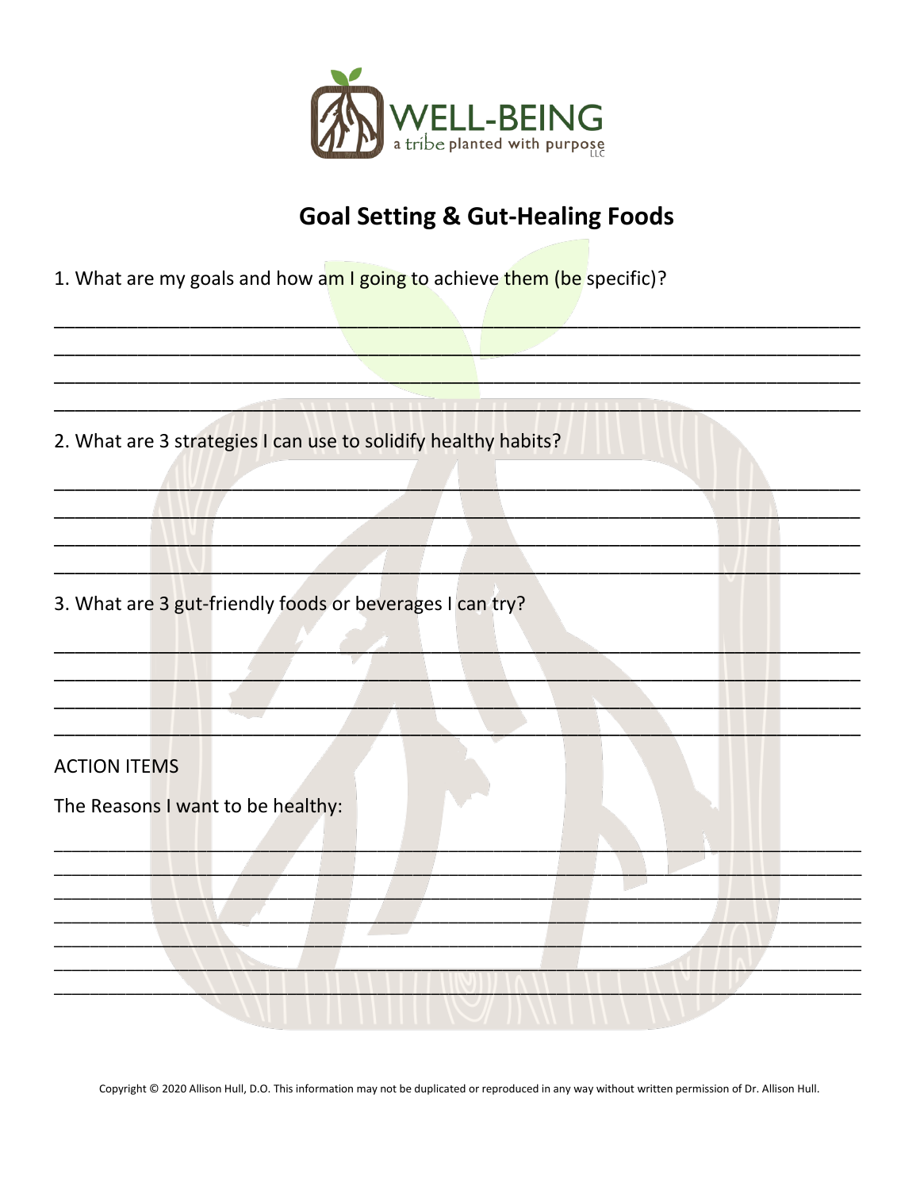WELL-BEING
a tribe planted with purpose LLC

# Goal Setting & Gut-Healing Foods

1. What are my goals and how am I going to achieve them (be specific)?

______________________________________________________________________________
______________________________________________________________________________
______________________________________________________________________________
______________________________________________________________________________

2. What are 3 strategies I can use to solidify healthy habits?

______________________________________________________________________________
______________________________________________________________________________
______________________________________________________________________________
______________________________________________________________________________

3. What are 3 gut-friendly foods or beverages I can try?

______________________________________________________________________________
______________________________________________________________________________
______________________________________________________________________________
______________________________________________________________________________

ACTION ITEMS

The Reasons I want to be healthy:

______________________________________________________________________________
______________________________________________________________________________
______________________________________________________________________________
______________________________________________________________________________
______________________________________________________________________________
______________________________________________________________________________
______________________________________________________________________________

Copyright © 2020 Allison Hull, D.O. This information may not be duplicated or reproduced in any way without written permission of Dr. Allison Hull.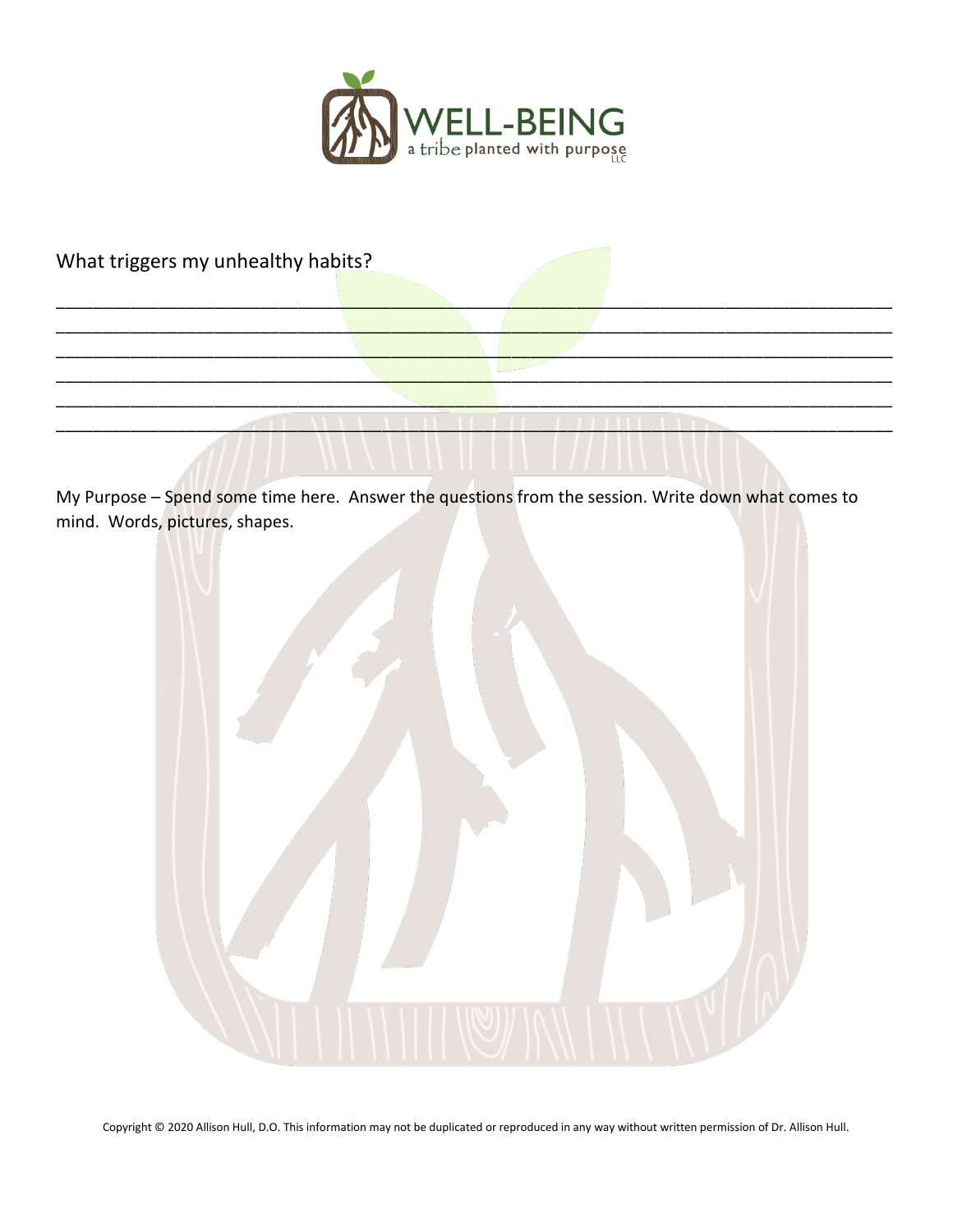WELL-BEING
a tribe planted with purpose LLC

What triggers my unhealthy habits?

______________________________________________________________________________
______________________________________________________________________________
______________________________________________________________________________
______________________________________________________________________________
______________________________________________________________________________
______________________________________________________________________________

My Purpose – Spend some time here. Answer the questions from the session. Write down what comes to mind. Words, pictures, shapes.

Copyright © 2020 Allison Hull, D.O. This information may not be duplicated or reproduced in any way without written permission of Dr. Allison Hull.